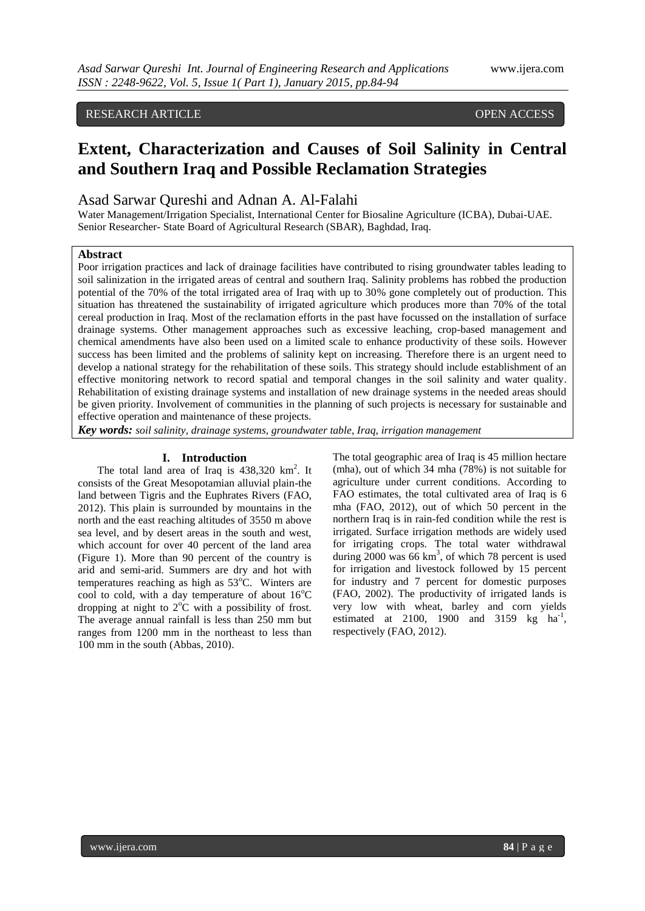RESEARCH ARTICLE OPEN ACCESS

# Extent, Characterization and Causes of Soil Salinity in Central and Southern Iraq and Possible Reclamation Strategies

Asad Sarwar Qureshi and Adnan A. Al-Falahi

Water Management/Irrigation Specialist, International Center for Biosaline Agriculture (ICBA), Dubai-UAE.
Senior Researcher- State Board of Agricultural Research (SBAR), Baghdad, Iraq.

## Abstract

Poor irrigation practices and lack of drainage facilities have contributed to rising groundwater tables leading to soil salinization in the irrigated areas of central and southern Iraq. Salinity problems has robbed the production potential of the 70% of the total irrigated area of Iraq with up to 30% gone completely out of production. This situation has threatened the sustainability of irrigated agriculture which produces more than 70% of the total cereal production in Iraq. Most of the reclamation efforts in the past have focussed on the installation of surface drainage systems. Other management approaches such as excessive leaching, crop-based management and chemical amendments have also been used on a limited scale to enhance productivity of these soils. However success has been limited and the problems of salinity kept on increasing. Therefore there is an urgent need to develop a national strategy for the rehabilitation of these soils. This strategy should include establishment of an effective monitoring network to record spatial and temporal changes in the soil salinity and water quality. Rehabilitation of existing drainage systems and installation of new drainage systems in the needed areas should be given priority. Involvement of communities in the planning of such projects is necessary for sustainable and effective operation and maintenance of these projects.

***Key words:*** *soil salinity, drainage systems, groundwater table, Iraq, irrigation management*

## I. Introduction

The total land area of Iraq is 438,320 $km^2$. It consists of the Great Mesopotamian alluvial plain-the land between Tigris and the Euphrates Rivers (FAO, 2012). This plain is surrounded by mountains in the north and the east reaching altitudes of 3550 m above sea level, and by desert areas in the south and west, which account for over 40 percent of the land area (Figure 1). More than 90 percent of the country is arid and semi-arid. Summers are dry and hot with temperatures reaching as high as 53$^oC$. Winters are cool to cold, with a day temperature of about 16$^oC$ dropping at night to 2$^oC$ with a possibility of frost. The average annual rainfall is less than 250 mm but ranges from 1200 mm in the northeast to less than 100 mm in the south (Abbas, 2010).

The total geographic area of Iraq is 45 million hectare (mha), out of which 34 mha (78%) is not suitable for agriculture under current conditions. According to FAO estimates, the total cultivated area of Iraq is 6 mha (FAO, 2012), out of which 50 percent in the northern Iraq is in rain-fed condition while the rest is irrigated. Surface irrigation methods are widely used for irrigating crops. The total water withdrawal during 2000 was 66 $km^3$, of which 78 percent is used for irrigation and livestock followed by 15 percent for industry and 7 percent for domestic purposes (FAO, 2002). The productivity of irrigated lands is very low with wheat, barley and corn yields estimated at 2100, 1900 and 3159 kg $ha^{-1}$, respectively (FAO, 2012).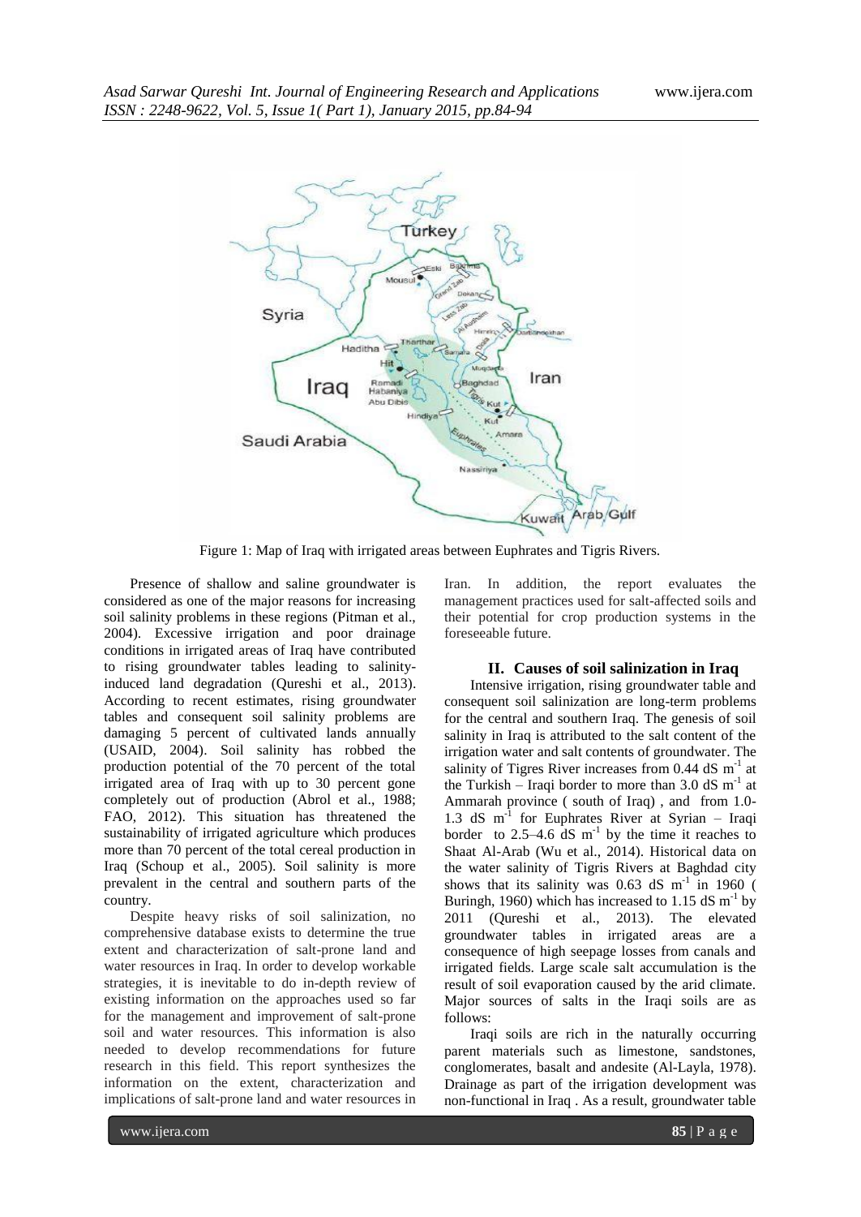Figure 1: Map of Iraq with irrigated areas between Euphrates and Tigris Rivers.

Presence of shallow and saline groundwater is considered as one of the major reasons for increasing soil salinity problems in these regions (Pitman et al., 2004). Excessive irrigation and poor drainage conditions in irrigated areas of Iraq have contributed to rising groundwater tables leading to salinity-induced land degradation (Qureshi et al., 2013). According to recent estimates, rising groundwater tables and consequent soil salinity problems are damaging 5 percent of cultivated lands annually (USAID, 2004). Soil salinity has robbed the production potential of the 70 percent of the total irrigated area of Iraq with up to 30 percent gone completely out of production (Abrol et al., 1988; FAO, 2012). This situation has threatened the sustainability of irrigated agriculture which produces more than 70 percent of the total cereal production in Iraq (Schoup et al., 2005). Soil salinity is more prevalent in the central and southern parts of the country.

Despite heavy risks of soil salinization, no comprehensive database exists to determine the true extent and characterization of salt-prone land and water resources in Iraq. In order to develop workable strategies, it is inevitable to do in-depth review of existing information on the approaches used so far for the management and improvement of salt-prone soil and water resources. This information is also needed to develop recommendations for future research in this field. This report synthesizes the information on the extent, characterization and implications of salt-prone land and water resources in Iran. In addition, the report evaluates the management practices used for salt-affected soils and their potential for crop production systems in the foreseeable future.

## II. Causes of soil salinization in Iraq

Intensive irrigation, rising groundwater table and consequent soil salinization are long-term problems for the central and southern Iraq. The genesis of soil salinity in Iraq is attributed to the salt content of the irrigation water and salt contents of groundwater. The salinity of Tigres River increases from 0.44 dS $m^{-1}$ at the Turkish – Iraqi border to more than 3.0 dS $m^{-1}$ at Ammarah province ( south of Iraq) , and from 1.0-1.3 dS $m^{-1}$ for Euphrates River at Syrian – Iraqi border to 2.5–4.6 dS $m^{-1}$ by the time it reaches to Shaat Al-Arab (Wu et al., 2014). Historical data on the water salinity of Tigris Rivers at Baghdad city shows that its salinity was 0.63 dS $m^{-1}$ in 1960 ( Buringh, 1960) which has increased to 1.15 dS $m^{-1}$ by 2011 (Qureshi et al., 2013). The elevated groundwater tables in irrigated areas are a consequence of high seepage losses from canals and irrigated fields. Large scale salt accumulation is the result of soil evaporation caused by the arid climate. Major sources of salts in the Iraqi soils are as follows:

Iraqi soils are rich in the naturally occurring parent materials such as limestone, sandstones, conglomerates, basalt and andesite (Al-Layla, 1978). Drainage as part of the irrigation development was non-functional in Iraq . As a result, groundwater table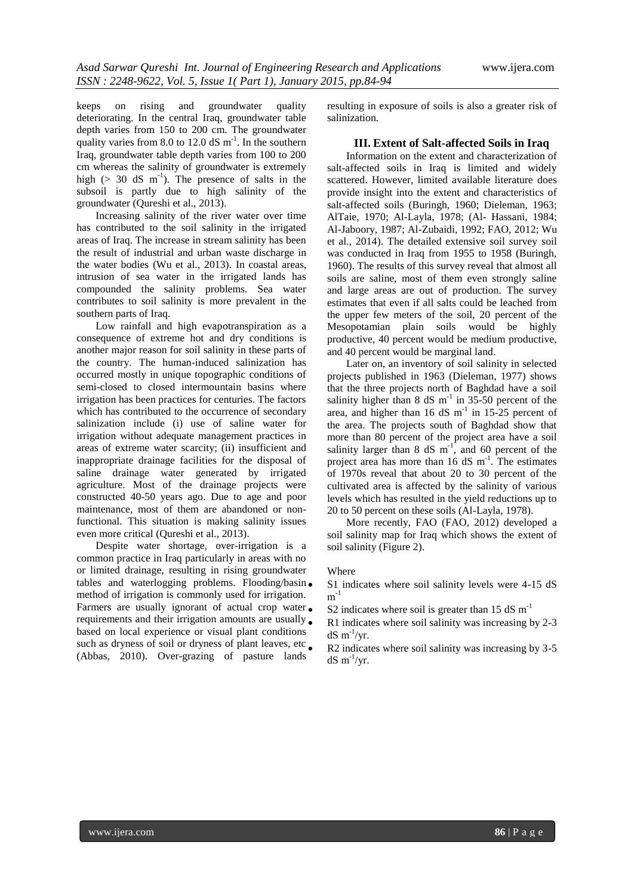keeps on rising and groundwater quality deteriorating. In the central Iraq, groundwater table depth varies from 150 to 200 cm. The groundwater quality varies from 8.0 to 12.0 dS $m^{-1}$. In the southern Iraq, groundwater table depth varies from 100 to 200 cm whereas the salinity of groundwater is extremely high (> 30 dS $m^{-1}$). The presence of salts in the subsoil is partly due to high salinity of the groundwater (Qureshi et al., 2013).

Increasing salinity of the river water over time has contributed to the soil salinity in the irrigated areas of Iraq. The increase in stream salinity has been the result of industrial and urban waste discharge in the water bodies (Wu et al., 2013). In coastal areas, intrusion of sea water in the irrigated lands has compounded the salinity problems. Sea water contributes to soil salinity is more prevalent in the southern parts of Iraq.

Low rainfall and high evapotranspiration as a consequence of extreme hot and dry conditions is another major reason for soil salinity in these parts of the country. The human-induced salinization has occurred mostly in unique topographic conditions of semi-closed to closed intermountain basins where irrigation has been practices for centuries. The factors which has contributed to the occurrence of secondary salinization include (i) use of saline water for irrigation without adequate management practices in areas of extreme water scarcity; (ii) insufficient and inappropriate drainage facilities for the disposal of saline drainage water generated by irrigated agriculture. Most of the drainage projects were constructed 40-50 years ago. Due to age and poor maintenance, most of them are abandoned or non-functional. This situation is making salinity issues even more critical (Qureshi et al., 2013).

Despite water shortage, over-irrigation is a common practice in Iraq particularly in areas with no or limited drainage, resulting in rising groundwater tables and waterlogging problems. Flooding/basin method of irrigation is commonly used for irrigation. Farmers are usually ignorant of actual crop water requirements and their irrigation amounts are usually based on local experience or visual plant conditions such as dryness of soil or dryness of plant leaves, etc (Abbas, 2010). Over-grazing of pasture lands resulting in exposure of soils is also a greater risk of salinization.

## III. Extent of Salt-affected Soils in Iraq

Information on the extent and characterization of salt-affected soils in Iraq is limited and widely scattered. However, limited available literature does provide insight into the extent and characteristics of salt-affected soils (Buringh, 1960; Dieleman, 1963; AlTaie, 1970; Al-Layla, 1978; (Al- Hassani, 1984; Al-Jaboory, 1987; Al-Zubaidi, 1992; FAO, 2012; Wu et al., 2014). The detailed extensive soil survey soil was conducted in Iraq from 1955 to 1958 (Buringh, 1960). The results of this survey reveal that almost all soils are saline, most of them even strongly saline and large areas are out of production. The survey estimates that even if all salts could be leached from the upper few meters of the soil, 20 percent of the Mesopotamian plain soils would be highly productive, 40 percent would be medium productive, and 40 percent would be marginal land.

Later on, an inventory of soil salinity in selected projects published in 1963 (Dieleman, 1977) shows that the three projects north of Baghdad have a soil salinity higher than 8 dS $m^{-1}$ in 35-50 percent of the area, and higher than 16 dS $m^{-1}$ in 15-25 percent of the area. The projects south of Baghdad show that more than 80 percent of the project area have a soil salinity larger than 8 dS $m^{-1}$, and 60 percent of the project area has more than 16 dS $m^{-1}$. The estimates of 1970s reveal that about 20 to 30 percent of the cultivated area is affected by the salinity of various levels which has resulted in the yield reductions up to 20 to 50 percent on these soils (Al-Layla, 1978).

More recently, FAO (FAO, 2012) developed a soil salinity map for Iraq which shows the extent of soil salinity (Figure 2).

Where

- S1 indicates where soil salinity levels were 4-15 dS $m^{-1}$
- S2 indicates where soil is greater than 15 dS $m^{-1}$
- R1 indicates where soil salinity was increasing by 2-3 dS $m^{-1}$/yr.
- R2 indicates where soil salinity was increasing by 3-5 dS $m^{-1}$/yr.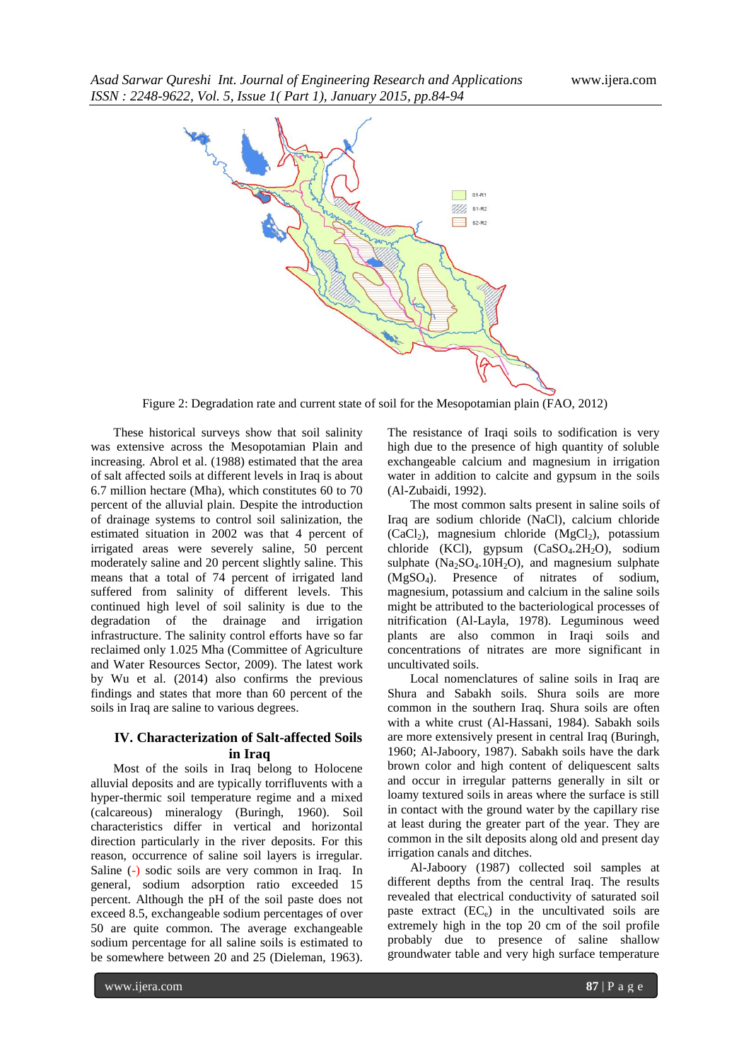Figure 2: Degradation rate and current state of soil for the Mesopotamian plain (FAO, 2012)

These historical surveys show that soil salinity was extensive across the Mesopotamian Plain and increasing. Abrol et al. (1988) estimated that the area of salt affected soils at different levels in Iraq is about 6.7 million hectare (Mha), which constitutes 60 to 70 percent of the alluvial plain. Despite the introduction of drainage systems to control soil salinization, the estimated situation in 2002 was that 4 percent of irrigated areas were severely saline, 50 percent moderately saline and 20 percent slightly saline. This means that a total of 74 percent of irrigated land suffered from salinity of different levels. This continued high level of soil salinity is due to the degradation of the drainage and irrigation infrastructure. The salinity control efforts have so far reclaimed only 1.025 Mha (Committee of Agriculture and Water Resources Sector, 2009). The latest work by Wu et al. (2014) also confirms the previous findings and states that more than 60 percent of the soils in Iraq are saline to various degrees.

## IV. Characterization of Salt-affected Soils in Iraq

Most of the soils in Iraq belong to Holocene alluvial deposits and are typically torrifluvents with a hyper-thermic soil temperature regime and a mixed (calcareous) mineralogy (Buringh, 1960). Soil characteristics differ in vertical and horizontal direction particularly in the river deposits. For this reason, occurrence of saline soil layers is irregular. Saline (-) sodic soils are very common in Iraq. In general, sodium adsorption ratio exceeded 15 percent. Although the pH of the soil paste does not exceed 8.5, exchangeable sodium percentages of over 50 are quite common. The average exchangeable sodium percentage for all saline soils is estimated to be somewhere between 20 and 25 (Dieleman, 1963). The resistance of Iraqi soils to sodification is very high due to the presence of high quantity of soluble exchangeable calcium and magnesium in irrigation water in addition to calcite and gypsum in the soils (Al-Zubaidi, 1992).

The most common salts present in saline soils of Iraq are sodium chloride ($NaCl$), calcium chloride ($CaCl_2$), magnesium chloride ($MgCl_2$), potassium chloride ($KCl$), gypsum ($CaSO_4.2H_2O$), sodium sulphate ($Na_2SO_4.10H_2O$), and magnesium sulphate ($MgSO_4$). Presence of nitrates of sodium, magnesium, potassium and calcium in the saline soils might be attributed to the bacteriological processes of nitrification (Al-Layla, 1978). Leguminous weed plants are also common in Iraqi soils and concentrations of nitrates are more significant in uncultivated soils.

Local nomenclatures of saline soils in Iraq are Shura and Sabakh soils. Shura soils are more common in the southern Iraq. Shura soils are often with a white crust (Al-Hassani, 1984). Sabakh soils are more extensively present in central Iraq (Buringh, 1960; Al-Jaboory, 1987). Sabakh soils have the dark brown color and high content of deliquescent salts and occur in irregular patterns generally in silt or loamy textured soils in areas where the surface is still in contact with the ground water by the capillary rise at least during the greater part of the year. They are common in the silt deposits along old and present day irrigation canals and ditches.

Al-Jaboory (1987) collected soil samples at different depths from the central Iraq. The results revealed that electrical conductivity of saturated soil paste extract ($EC_e$) in the uncultivated soils are extremely high in the top 20 cm of the soil profile probably due to presence of saline shallow groundwater table and very high surface temperature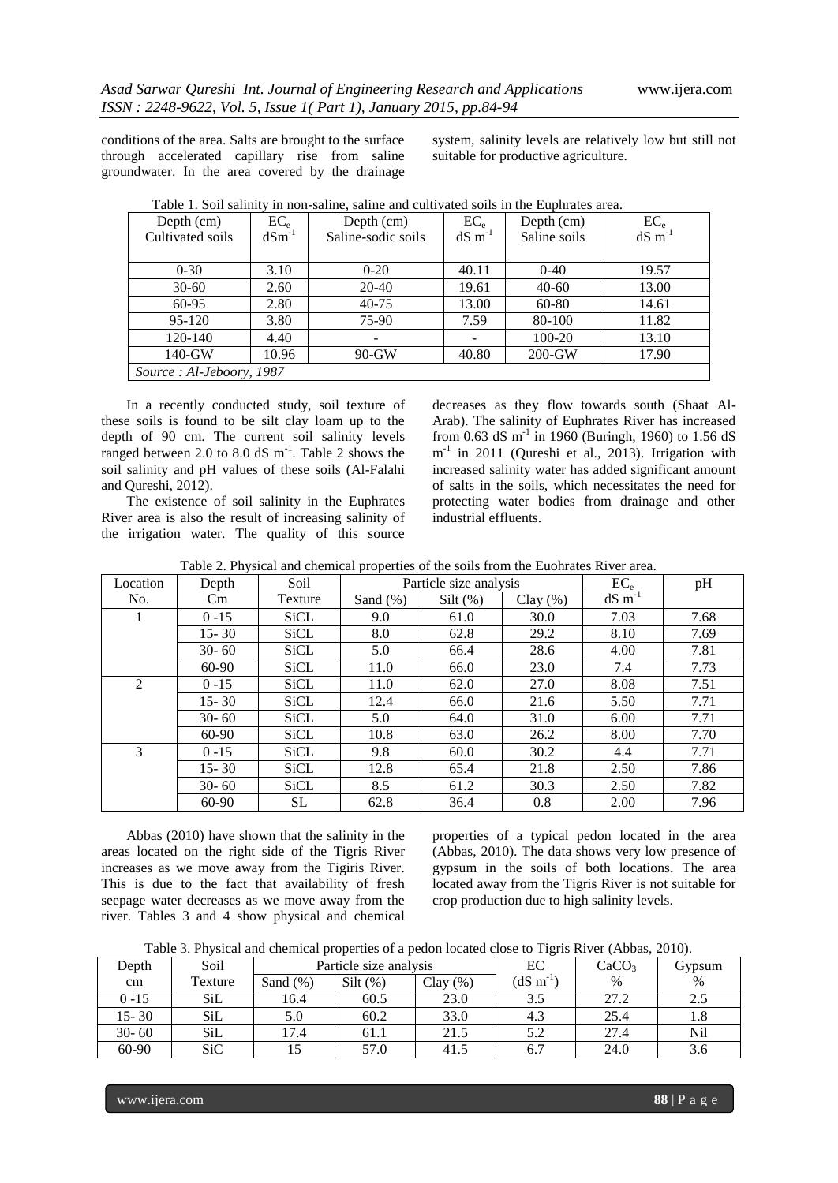conditions of the area. Salts are brought to the surface through accelerated capillary rise from saline groundwater. In the area covered by the drainage system, salinity levels are relatively low but still not suitable for productive agriculture.

Table 1. Soil salinity in non-saline, saline and cultivated soils in the Euphrates area.

| Depth (cm) Cultivated soils | $EC_e$ $dSm^{-1}$ | Depth (cm) Saline-sodic soils | $EC_e$ $dS\ m^{-1}$ | Depth (cm) Saline soils | $EC_e$ $dS\ m^{-1}$ |
|---|---|---|---|---|---|
| 0-30 | 3.10 | 0-20 | 40.11 | 0-40 | 19.57 |
| 30-60 | 2.60 | 20-40 | 19.61 | 40-60 | 13.00 |
| 60-95 | 2.80 | 40-75 | 13.00 | 60-80 | 14.61 |
| 95-120 | 3.80 | 75-90 | 7.59 | 80-100 | 11.82 |
| 120-140 | 4.40 | - | - | 100-20 | 13.10 |
| 140-GW | 10.96 | 90-GW | 40.80 | 200-GW | 17.90 |
| *Source : Al-Jeboory, 1987* | | | | | |

In a recently conducted study, soil texture of these soils is found to be silt clay loam up to the depth of 90 cm. The current soil salinity levels ranged between 2.0 to 8.0 dS $m^{-1}$. Table 2 shows the soil salinity and pH values of these soils (Al-Falahi and Qureshi, 2012).

The existence of soil salinity in the Euphrates River area is also the result of increasing salinity of the irrigation water. The quality of this source decreases as they flow towards south (Shaat Al-Arab). The salinity of Euphrates River has increased from 0.63 dS $m^{-1}$ in 1960 (Buringh, 1960) to 1.56 dS $m^{-1}$ in 2011 (Qureshi et al., 2013). Irrigation with increased salinity water has added significant amount of salts in the soils, which necessitates the need for protecting water bodies from drainage and other industrial effluents.

Table 2. Physical and chemical properties of the soils from the Euohrates River area.

| Location No. | Depth Cm | Soil Texture | Particle size analysis | | | $EC_e$ $dS\ m^{-1}$ | pH |
|---|---|---|---|---|---|---|---|
| | | | Sand (%) | Silt (%) | Clay (%) | | |
| 1 | 0 -15 | SiCL | 9.0 | 61.0 | 30.0 | 7.03 | 7.68 |
| | 15- 30 | SiCL | 8.0 | 62.8 | 29.2 | 8.10 | 7.69 |
| | 30- 60 | SiCL | 5.0 | 66.4 | 28.6 | 4.00 | 7.81 |
| | 60-90 | SiCL | 11.0 | 66.0 | 23.0 | 7.4 | 7.73 |
| 2 | 0 -15 | SiCL | 11.0 | 62.0 | 27.0 | 8.08 | 7.51 |
| | 15- 30 | SiCL | 12.4 | 66.0 | 21.6 | 5.50 | 7.71 |
| | 30- 60 | SiCL | 5.0 | 64.0 | 31.0 | 6.00 | 7.71 |
| | 60-90 | SiCL | 10.8 | 63.0 | 26.2 | 8.00 | 7.70 |
| 3 | 0 -15 | SiCL | 9.8 | 60.0 | 30.2 | 4.4 | 7.71 |
| | 15- 30 | SiCL | 12.8 | 65.4 | 21.8 | 2.50 | 7.86 |
| | 30- 60 | SiCL | 8.5 | 61.2 | 30.3 | 2.50 | 7.82 |
| | 60-90 | SL | 62.8 | 36.4 | 0.8 | 2.00 | 7.96 |

Abbas (2010) have shown that the salinity in the areas located on the right side of the Tigris River increases as we move away from the Tigiris River. This is due to the fact that availability of fresh seepage water decreases as we move away from the river. Tables 3 and 4 show physical and chemical properties of a typical pedon located in the area (Abbas, 2010). The data shows very low presence of gypsum in the soils of both locations. The area located away from the Tigris River is not suitable for crop production due to high salinity levels.

Table 3. Physical and chemical properties of a pedon located close to Tigris River (Abbas, 2010).

| Depth cm | Soil Texture | Particle size analysis | | | EC $(dS\ m^{-1})$ | $CaCO_3$ % | Gypsum % |
|---|---|---|---|---|---|---|---|
| | | Sand (%) | Silt (%) | Clay (%) | | | |
| 0 -15 | SiL | 16.4 | 60.5 | 23.0 | 3.5 | 27.2 | 2.5 |
| 15- 30 | SiL | 5.0 | 60.2 | 33.0 | 4.3 | 25.4 | 1.8 |
| 30- 60 | SiL | 17.4 | 61.1 | 21.5 | 5.2 | 27.4 | Nil |
| 60-90 | SiC | 15 | 57.0 | 41.5 | 6.7 | 24.0 | 3.6 |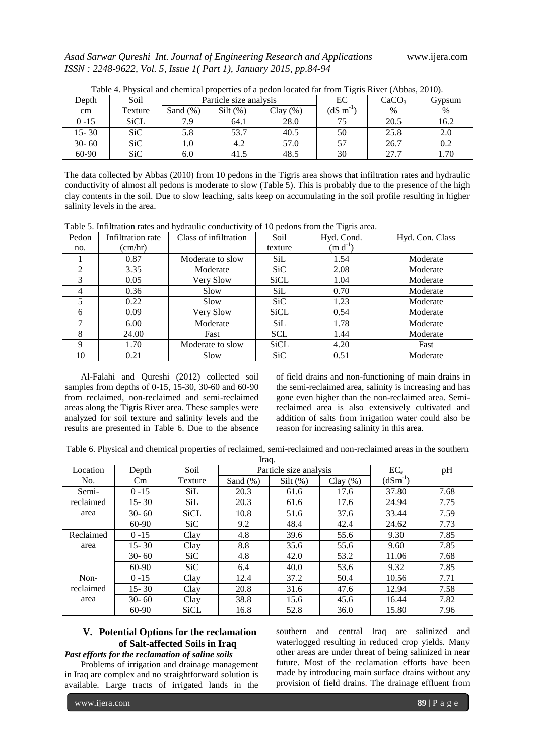Table 4. Physical and chemical properties of a pedon located far from Tigris River (Abbas, 2010).

| Depth cm | Soil Texture | Particle size analysis | | | EC ($dS\ m^{-1}$) | $CaCO_3$ % | Gypsum % |
|---|---|---|---|---|---|---|---|
| | | Sand (%) | Silt (%) | Clay (%) | | | |
| 0 -15 | SiCL | 7.9 | 64.1 | 28.0 | 75 | 20.5 | 16.2 |
| 15- 30 | SiC | 5.8 | 53.7 | 40.5 | 50 | 25.8 | 2.0 |
| 30- 60 | SiC | 1.0 | 4.2 | 57.0 | 57 | 26.7 | 0.2 |
| 60-90 | SiC | 6.0 | 41.5 | 48.5 | 30 | 27.7 | 1.70 |

The data collected by Abbas (2010) from 10 pedons in the Tigris area shows that infiltration rates and hydraulic conductivity of almost all pedons is moderate to slow (Table 5). This is probably due to the presence of the high clay contents in the soil. Due to slow leaching, salts keep on accumulating in the soil profile resulting in higher salinity levels in the area.

Table 5. Infiltration rates and hydraulic conductivity of 10 pedons from the Tigris area.

| Pedon no. | Infiltration rate (cm/hr) | Class of infiltration | Soil texture | Hyd. Cond. ($m\ d^{-1}$) | Hyd. Con. Class |
|---|---|---|---|---|---|
| 1 | 0.87 | Moderate to slow | SiL | 1.54 | Moderate |
| 2 | 3.35 | Moderate | SiC | 2.08 | Moderate |
| 3 | 0.05 | Very Slow | SiCL | 1.04 | Moderate |
| 4 | 0.36 | Slow | SiL | 0.70 | Moderate |
| 5 | 0.22 | Slow | SiC | 1.23 | Moderate |
| 6 | 0.09 | Very Slow | SiCL | 0.54 | Moderate |
| 7 | 6.00 | Moderate | SiL | 1.78 | Moderate |
| 8 | 24.00 | Fast | SCL | 1.44 | Moderate |
| 9 | 1.70 | Moderate to slow | SiCL | 4.20 | Fast |
| 10 | 0.21 | Slow | SiC | 0.51 | Moderate |

Al-Falahi and Qureshi (2012) collected soil samples from depths of 0-15, 15-30, 30-60 and 60-90 from reclaimed, non-reclaimed and semi-reclaimed areas along the Tigris River area. These samples were analyzed for soil texture and salinity levels and the results are presented in Table 6. Due to the absence of field drains and non-functioning of main drains in the semi-reclaimed area, salinity is increasing and has gone even higher than the non-reclaimed area. Semi-reclaimed area is also extensively cultivated and addition of salts from irrigation water could also be reason for increasing salinity in this area.

Table 6. Physical and chemical properties of reclaimed, semi-reclaimed and non-reclaimed areas in the southern Iraq.

| Location No. | Depth Cm | Soil Texture | Particle size analysis | | | $EC_e$ ($dSm^{-1}$) | pH |
|---|---|---|---|---|---|---|---|
| | | | Sand (%) | Silt (%) | Clay (%) | | |
| Semi-reclaimed area | 0 -15 | SiL | 20.3 | 61.6 | 17.6 | 37.80 | 7.68 |
| | 15- 30 | SiL | 20.3 | 61.6 | 17.6 | 24.94 | 7.75 |
| | 30- 60 | SiCL | 10.8 | 51.6 | 37.6 | 33.44 | 7.59 |
| | 60-90 | SiC | 9.2 | 48.4 | 42.4 | 24.62 | 7.73 |
| Reclaimed area | 0 -15 | Clay | 4.8 | 39.6 | 55.6 | 9.30 | 7.85 |
| | 15- 30 | Clay | 8.8 | 35.6 | 55.6 | 9.60 | 7.85 |
| | 30- 60 | SiC | 4.8 | 42.0 | 53.2 | 11.06 | 7.68 |
| | 60-90 | SiC | 6.4 | 40.0 | 53.6 | 9.32 | 7.85 |
| Non-reclaimed area | 0 -15 | Clay | 12.4 | 37.2 | 50.4 | 10.56 | 7.71 |
| | 15- 30 | Clay | 20.8 | 31.6 | 47.6 | 12.94 | 7.58 |
| | 30- 60 | Clay | 38.8 | 15.6 | 45.6 | 16.44 | 7.82 |
| | 60-90 | SiCL | 16.8 | 52.8 | 36.0 | 15.80 | 7.96 |

## V. Potential Options for the reclamation of Salt-affected Soils in Iraq

***Past efforts for the reclamation of saline soils***

Problems of irrigation and drainage management in Iraq are complex and no straightforward solution is available. Large tracts of irrigated lands in the southern and central Iraq are salinized and waterlogged resulting in reduced crop yields. Many other areas are under threat of being salinized in near future. Most of the reclamation efforts have been made by introducing main surface drains without any provision of field drains. The drainage effluent from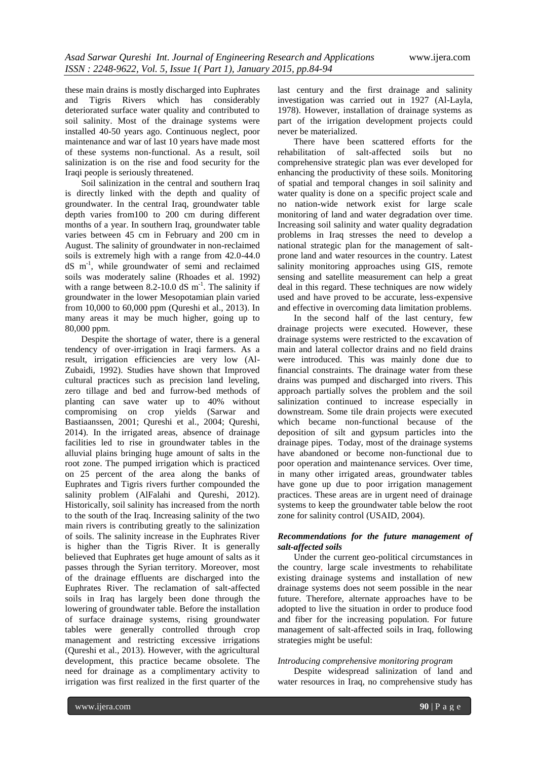these main drains is mostly discharged into Euphrates and Tigris Rivers which has considerably deteriorated surface water quality and contributed to soil salinity. Most of the drainage systems were installed 40-50 years ago. Continuous neglect, poor maintenance and war of last 10 years have made most of these systems non-functional. As a result, soil salinization is on the rise and food security for the Iraqi people is seriously threatened.

Soil salinization in the central and southern Iraq is directly linked with the depth and quality of groundwater. In the central Iraq, groundwater table depth varies from100 to 200 cm during different months of a year. In southern Iraq, groundwater table varies between 45 cm in February and 200 cm in August. The salinity of groundwater in non-reclaimed soils is extremely high with a range from 42.0-44.0 dS $m^{-1}$, while groundwater of semi and reclaimed soils was moderately saline (Rhoades et al. 1992) with a range between 8.2-10.0 dS $m^{-1}$. The salinity if groundwater in the lower Mesopotamian plain varied from 10,000 to 60,000 ppm (Qureshi et al., 2013). In many areas it may be much higher, going up to 80,000 ppm.

Despite the shortage of water, there is a general tendency of over-irrigation in Iraqi farmers. As a result, irrigation efficiencies are very low (Al-Zubaidi, 1992). Studies have shown that Improved cultural practices such as precision land leveling, zero tillage and bed and furrow-bed methods of planting can save water up to 40% without compromising on crop yields (Sarwar and Bastiaanssen, 2001; Qureshi et al., 2004; Qureshi, 2014). In the irrigated areas, absence of drainage facilities led to rise in groundwater tables in the alluvial plains bringing huge amount of salts in the root zone. The pumped irrigation which is practiced on 25 percent of the area along the banks of Euphrates and Tigris rivers further compounded the salinity problem (AlFalahi and Qureshi, 2012). Historically, soil salinity has increased from the north to the south of the Iraq. Increasing salinity of the two main rivers is contributing greatly to the salinization of soils. The salinity increase in the Euphrates River is higher than the Tigris River. It is generally believed that Euphrates get huge amount of salts as it passes through the Syrian territory. Moreover, most of the drainage effluents are discharged into the Euphrates River. The reclamation of salt-affected soils in Iraq has largely been done through the lowering of groundwater table. Before the installation of surface drainage systems, rising groundwater tables were generally controlled through crop management and restricting excessive irrigations (Qureshi et al., 2013). However, with the agricultural development, this practice became obsolete. The need for drainage as a complimentary activity to irrigation was first realized in the first quarter of the last century and the first drainage and salinity investigation was carried out in 1927 (Al-Layla, 1978). However, installation of drainage systems as part of the irrigation development projects could never be materialized.

There have been scattered efforts for the rehabilitation of salt-affected soils but no comprehensive strategic plan was ever developed for enhancing the productivity of these soils. Monitoring of spatial and temporal changes in soil salinity and water quality is done on a specific project scale and no nation-wide network exist for large scale monitoring of land and water degradation over time. Increasing soil salinity and water quality degradation problems in Iraq stresses the need to develop a national strategic plan for the management of salt-prone land and water resources in the country. Latest salinity monitoring approaches using GIS, remote sensing and satellite measurement can help a great deal in this regard. These techniques are now widely used and have proved to be accurate, less-expensive and effective in overcoming data limitation problems.

In the second half of the last century, few drainage projects were executed. However, these drainage systems were restricted to the excavation of main and lateral collector drains and no field drains were introduced. This was mainly done due to financial constraints. The drainage water from these drains was pumped and discharged into rivers. This approach partially solves the problem and the soil salinization continued to increase especially in downstream. Some tile drain projects were executed which became non-functional because of the deposition of silt and gypsum particles into the drainage pipes. Today, most of the drainage systems have abandoned or become non-functional due to poor operation and maintenance services. Over time, in many other irrigated areas, groundwater tables have gone up due to poor irrigation management practices. These areas are in urgent need of drainage systems to keep the groundwater table below the root zone for salinity control (USAID, 2004).

### *Recommendations for the future management of salt-affected soils*

Under the current geo-political circumstances in the country, large scale investments to rehabilitate existing drainage systems and installation of new drainage systems does not seem possible in the near future. Therefore, alternate approaches have to be adopted to live the situation in order to produce food and fiber for the increasing population. For future management of salt-affected soils in Iraq, following strategies might be useful:

#### *Introducing comprehensive monitoring program*

Despite widespread salinization of land and water resources in Iraq, no comprehensive study has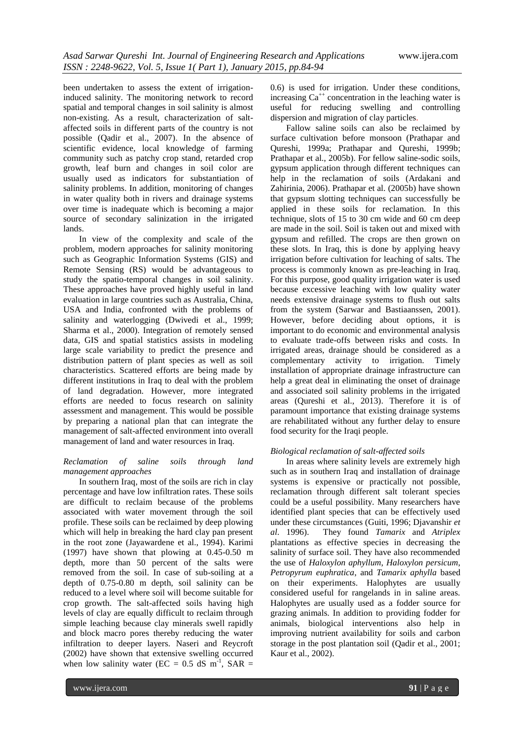been undertaken to assess the extent of irrigation-induced salinity. The monitoring network to record spatial and temporal changes in soil salinity is almost non-existing. As a result, characterization of salt-affected soils in different parts of the country is not possible (Qadir et al., 2007). In the absence of scientific evidence, local knowledge of farming community such as patchy crop stand, retarded crop growth, leaf burn and changes in soil color are usually used as indicators for substantiation of salinity problems. In addition, monitoring of changes in water quality both in rivers and drainage systems over time is inadequate which is becoming a major source of secondary salinization in the irrigated lands.

In view of the complexity and scale of the problem, modern approaches for salinity monitoring such as Geographic Information Systems (GIS) and Remote Sensing (RS) would be advantageous to study the spatio-temporal changes in soil salinity. These approaches have proved highly useful in land evaluation in large countries such as Australia, China, USA and India, confronted with the problems of salinity and waterlogging (Dwivedi et al., 1999; Sharma et al., 2000). Integration of remotely sensed data, GIS and spatial statistics assists in modeling large scale variability to predict the presence and distribution pattern of plant species as well as soil characteristics. Scattered efforts are being made by different institutions in Iraq to deal with the problem of land degradation. However, more integrated efforts are needed to focus research on salinity assessment and management. This would be possible by preparing a national plan that can integrate the management of salt-affected environment into overall management of land and water resources in Iraq.

*Reclamation of saline soils through land management approaches*

In southern Iraq, most of the soils are rich in clay percentage and have low infiltration rates. These soils are difficult to reclaim because of the problems associated with water movement through the soil profile. These soils can be reclaimed by deep plowing which will help in breaking the hard clay pan present in the root zone (Jayawardene et al., 1994). Karimi (1997) have shown that plowing at 0.45-0.50 m depth, more than 50 percent of the salts were removed from the soil. In case of sub-soiling at a depth of 0.75-0.80 m depth, soil salinity can be reduced to a level where soil will become suitable for crop growth. The salt-affected soils having high levels of clay are equally difficult to reclaim through simple leaching because clay minerals swell rapidly and block macro pores thereby reducing the water infiltration to deeper layers. Naseri and Reycroft (2002) have shown that extensive swelling occurred when low salinity water (EC = 0.5 dS $m^{-1}$, SAR = 0.6) is used for irrigation. Under these conditions, increasing $Ca^{++}$ concentration in the leaching water is useful for reducing swelling and controlling dispersion and migration of clay particles.

Fallow saline soils can also be reclaimed by surface cultivation before monsoon (Prathapar and Qureshi, 1999a; Prathapar and Qureshi, 1999b; Prathapar et al., 2005b). For fellow saline-sodic soils, gypsum application through different techniques can help in the reclamation of soils (Ardakani and Zahirinia, 2006). Prathapar et al. (2005b) have shown that gypsum slotting techniques can successfully be applied in these soils for reclamation. In this technique, slots of 15 to 30 cm wide and 60 cm deep are made in the soil. Soil is taken out and mixed with gypsum and refilled. The crops are then grown on these slots. In Iraq, this is done by applying heavy irrigation before cultivation for leaching of salts. The process is commonly known as pre-leaching in Iraq. For this purpose, good quality irrigation water is used because excessive leaching with low quality water needs extensive drainage systems to flush out salts from the system (Sarwar and Bastiaanssen, 2001). However, before deciding about options, it is important to do economic and environmental analysis to evaluate trade-offs between risks and costs. In irrigated areas, drainage should be considered as a complementary activity to irrigation. Timely installation of appropriate drainage infrastructure can help a great deal in eliminating the onset of drainage and associated soil salinity problems in the irrigated areas (Qureshi et al., 2013). Therefore it is of paramount importance that existing drainage systems are rehabilitated without any further delay to ensure food security for the Iraqi people.

*Biological reclamation of salt-affected soils*

In areas where salinity levels are extremely high such as in southern Iraq and installation of drainage systems is expensive or practically not possible, reclamation through different salt tolerant species could be a useful possibility. Many researchers have identified plant species that can be effectively used under these circumstances (Guiti, 1996; Djavanshir *et al.* 1996). They found *Tamarix* and *Atriplex* plantations as effective species in decreasing the salinity of surface soil. They have also recommended the use of *Haloxylon aphyllum*, *Haloxylon persicum*, *Petropyrum euphratica*, and *Tamarix aphylla* based on their experiments. Halophytes are usually considered useful for rangelands in in saline areas. Halophytes are usually used as a fodder source for grazing animals. In addition to providing fodder for animals, biological interventions also help in improving nutrient availability for soils and carbon storage in the post plantation soil (Qadir et al., 2001; Kaur et al., 2002).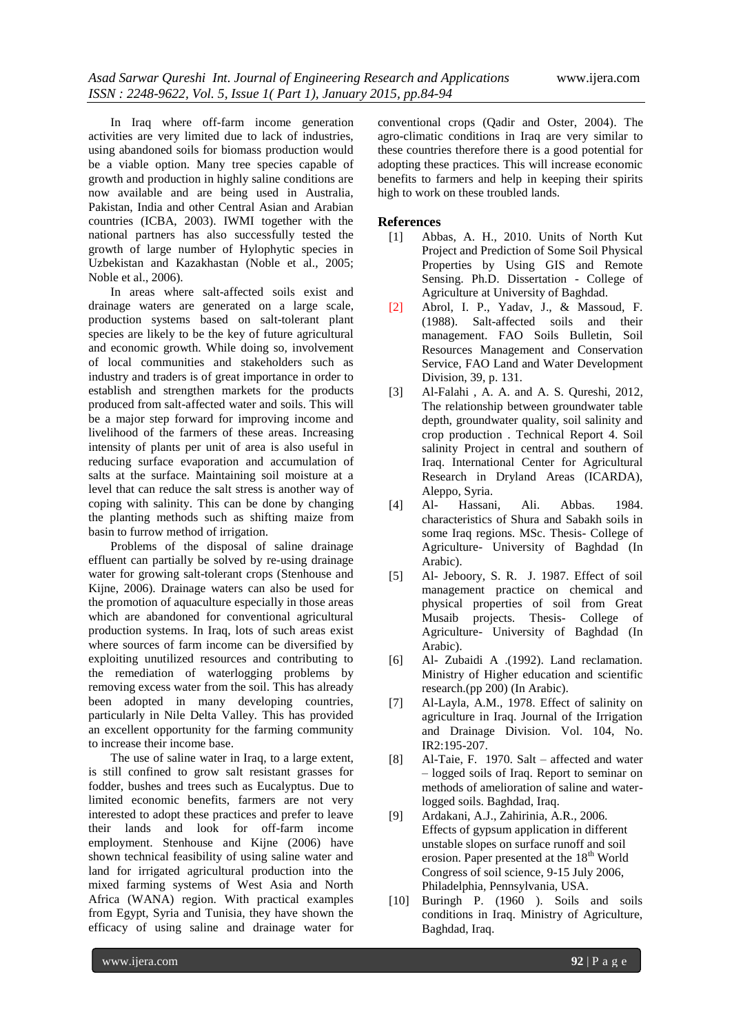In Iraq where off-farm income generation activities are very limited due to lack of industries, using abandoned soils for biomass production would be a viable option. Many tree species capable of growth and production in highly saline conditions are now available and are being used in Australia, Pakistan, India and other Central Asian and Arabian countries (ICBA, 2003). IWMI together with the national partners has also successfully tested the growth of large number of Hylophytic species in Uzbekistan and Kazakhastan (Noble et al., 2005; Noble et al., 2006).

In areas where salt-affected soils exist and drainage waters are generated on a large scale, production systems based on salt-tolerant plant species are likely to be the key of future agricultural and economic growth. While doing so, involvement of local communities and stakeholders such as industry and traders is of great importance in order to establish and strengthen markets for the products produced from salt-affected water and soils. This will be a major step forward for improving income and livelihood of the farmers of these areas. Increasing intensity of plants per unit of area is also useful in reducing surface evaporation and accumulation of salts at the surface. Maintaining soil moisture at a level that can reduce the salt stress is another way of coping with salinity. This can be done by changing the planting methods such as shifting maize from basin to furrow method of irrigation.

Problems of the disposal of saline drainage effluent can partially be solved by re-using drainage water for growing salt-tolerant crops (Stenhouse and Kijne, 2006). Drainage waters can also be used for the promotion of aquaculture especially in those areas which are abandoned for conventional agricultural production systems. In Iraq, lots of such areas exist where sources of farm income can be diversified by exploiting unutilized resources and contributing to the remediation of waterlogging problems by removing excess water from the soil. This has already been adopted in many developing countries, particularly in Nile Delta Valley. This has provided an excellent opportunity for the farming community to increase their income base.

The use of saline water in Iraq, to a large extent, is still confined to grow salt resistant grasses for fodder, bushes and trees such as Eucalyptus. Due to limited economic benefits, farmers are not very interested to adopt these practices and prefer to leave their lands and look for off-farm income employment. Stenhouse and Kijne (2006) have shown technical feasibility of using saline water and land for irrigated agricultural production into the mixed farming systems of West Asia and North Africa (WANA) region. With practical examples from Egypt, Syria and Tunisia, they have shown the efficacy of using saline and drainage water for conventional crops (Qadir and Oster, 2004). The agro-climatic conditions in Iraq are very similar to these countries therefore there is a good potential for adopting these practices. This will increase economic benefits to farmers and help in keeping their spirits high to work on these troubled lands.

## References

[1] Abbas, A. H., 2010. Units of North Kut Project and Prediction of Some Soil Physical Properties by Using GIS and Remote Sensing. Ph.D. Dissertation - College of Agriculture at University of Baghdad.

[2] Abrol, I. P., Yadav, J., & Massoud, F. (1988). Salt-affected soils and their management. FAO Soils Bulletin, Soil Resources Management and Conservation Service, FAO Land and Water Development Division, 39, p. 131.

[3] Al-Falahi , A. A. and A. S. Qureshi, 2012, The relationship between groundwater table depth, groundwater quality, soil salinity and crop production . Technical Report 4. Soil salinity Project in central and southern of Iraq. International Center for Agricultural Research in Dryland Areas (ICARDA), Aleppo, Syria.

[4] Al- Hassani, Ali. Abbas. 1984. characteristics of Shura and Sabakh soils in some Iraq regions. MSc. Thesis- College of Agriculture- University of Baghdad (In Arabic).

[5] Al- Jeboory, S. R. J. 1987. Effect of soil management practice on chemical and physical properties of soil from Great Musaib projects. Thesis- College of Agriculture- University of Baghdad (In Arabic).

[6] Al- Zubaidi A .(1992). Land reclamation. Ministry of Higher education and scientific research.(pp 200) (In Arabic).

[7] Al-Layla, A.M., 1978. Effect of salinity on agriculture in Iraq. Journal of the Irrigation and Drainage Division. Vol. 104, No. IR2:195-207.

[8] Al-Taie, F. 1970. Salt – affected and water – logged soils of Iraq. Report to seminar on methods of amelioration of saline and water-logged soils. Baghdad, Iraq.

[9] Ardakani, A.J., Zahirinia, A.R., 2006. Effects of gypsum application in different unstable slopes on surface runoff and soil erosion. Paper presented at the 18th World Congress of soil science, 9-15 July 2006, Philadelphia, Pennsylvania, USA.

[10] Buringh P. (1960 ). Soils and soils conditions in Iraq. Ministry of Agriculture, Baghdad, Iraq.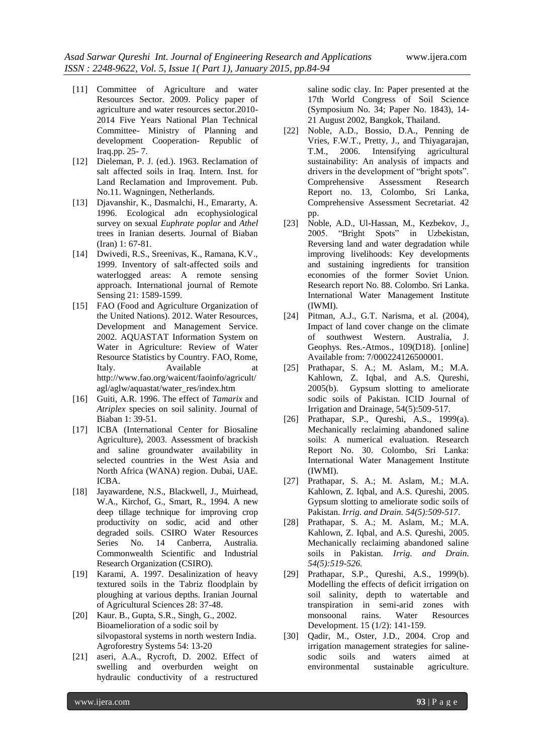- [11] Committee of Agriculture and water Resources Sector. 2009. Policy paper of agriculture and water resources sector.2010-2014 Five Years National Plan Technical Committee- Ministry of Planning and development Cooperation- Republic of Iraq.pp. 25- 7.
- [12] Dieleman, P. J. (ed.). 1963. Reclamation of salt affected soils in Iraq. Intern. Inst. for Land Reclamation and Improvement. Pub. No.11. Wagningen, Netherlands.
- [13] Djavanshir, K., Dasmalchi, H., Emararty, A. 1996. Ecological adn ecophysiological survey on sexual *Euphrate poplar* and *Athel* trees in Iranian deserts. Journal of Biaban (Iran) 1: 67-81.
- [14] Dwivedi, R.S., Sreenivas, K., Ramana, K.V., 1999. Inventory of salt-affected soils and waterlogged areas: A remote sensing approach. International journal of Remote Sensing 21: 1589-1599.
- [15] FAO (Food and Agriculture Organization of the United Nations). 2012. Water Resources, Development and Management Service. 2002. AQUASTAT Information System on Water in Agriculture: Review of Water Resource Statistics by Country. FAO, Rome, Italy. Available at http://www.fao.org/waicent/faoinfo/agricult/agl/aglw/aquastat/water_res/index.htm
- [16] Guiti, A.R. 1996. The effect of *Tamarix* and *Atriplex* species on soil salinity. Journal of Biaban 1: 39-51.
- [17] ICBA (International Center for Biosaline Agriculture), 2003. Assessment of brackish and saline groundwater availability in selected countries in the West Asia and North Africa (WANA) region. Dubai, UAE. ICBA.
- [18] Jayawardene, N.S., Blackwell, J., Muirhead, W.A., Kirchof, G., Smart, R., 1994. A new deep tillage technique for improving crop productivity on sodic, acid and other degraded soils. CSIRO Water Resources Series No. 14 Canberra, Australia. Commonwealth Scientific and Industrial Research Organization (CSIRO).
- [19] Karami, A. 1997. Desalinization of heavy textured soils in the Tabriz floodplain by ploughing at various depths. Iranian Journal of Agricultural Sciences 28: 37-48.
- [20] Kaur. B., Gupta, S.R., Singh, G., 2002. Bioamelioration of a sodic soil by silvopastoral systems in north western India. Agroforestry Systems 54: 13-20
- [21] aseri, A.A., Rycroft, D. 2002. Effect of swelling and overburden weight on hydraulic conductivity of a restructured saline sodic clay. In: Paper presented at the 17th World Congress of Soil Science (Symposium No. 34; Paper No. 1843), 14-21 August 2002, Bangkok, Thailand.
- [22] Noble, A.D., Bossio, D.A., Penning de Vries, F.W.T., Pretty, J., and Thiyagarajan, T.M., 2006. Intensifying agricultural sustainability: An analysis of impacts and drivers in the development of "bright spots". Comprehensive Assessment Research Report no. 13, Colombo, Sri Lanka, Comprehensive Assessment Secretariat. 42 pp.
- [23] Noble, A.D., Ul-Hassan, M., Kezbekov, J., 2005. "Bright Spots" in Uzbekistan, Reversing land and water degradation while improving livelihoods: Key developments and sustaining ingredients for transition economies of the former Soviet Union. Research report No. 88. Colombo. Sri Lanka. International Water Management Institute (IWMI).
- [24] Pitman, A.J., G.T. Narisma, et al. (2004), Impact of land cover change on the climate of southwest Western. Australia, J. Geophys. Res.-Atmos., 109(D18). [online] Available from: 7/000224126500001.
- [25] Prathapar, S. A.; M. Aslam, M.; M.A. Kahlown, Z. Iqbal, and A.S. Qureshi, 2005(b). Gypsum slotting to ameliorate sodic soils of Pakistan. ICID Journal of Irrigation and Drainage, 54(5):509-517.
- [26] Prathapar, S.P., Qureshi, A.S., 1999(a). Mechanically reclaiming abandoned saline soils: A numerical evaluation. Research Report No. 30. Colombo, Sri Lanka: International Water Management Institute (IWMI).
- [27] Prathapar, S. A.; M. Aslam, M.; M.A. Kahlown, Z. Iqbal, and A.S. Qureshi, 2005. Gypsum slotting to ameliorate sodic soils of Pakistan. *Irrig. and Drain. 54(5):509-517*.
- [28] Prathapar, S. A.; M. Aslam, M.; M.A. Kahlown, Z. Iqbal, and A.S. Qureshi, 2005. Mechanically reclaiming abandoned saline soils in Pakistan. *Irrig. and Drain. 54(5):519-526.*
- [29] Prathapar, S.P., Qureshi, A.S., 1999(b). Modelling the effects of deficit irrigation on soil salinity, depth to watertable and transpiration in semi-arid zones with monsoonal rains. Water Resources Development. 15 (1/2): 141-159.
- [30] Qadir, M., Oster, J.D., 2004. Crop and irrigation management strategies for saline-sodic soils and waters aimed at environmental sustainable agriculture.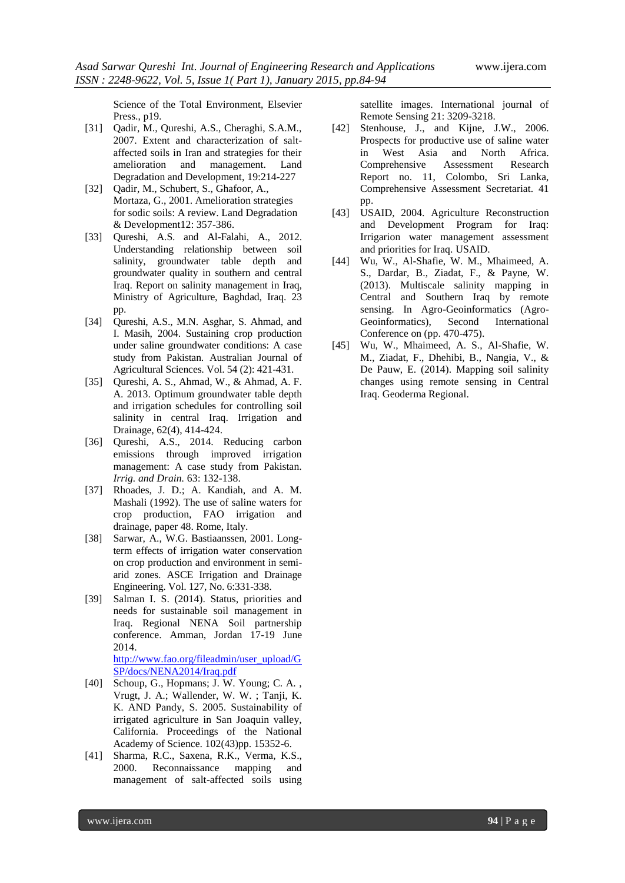Science of the Total Environment, Elsevier Press., p19.

[31] Qadir, M., Qureshi, A.S., Cheraghi, S.A.M., 2007. Extent and characterization of salt-affected soils in Iran and strategies for their amelioration and management. Land Degradation and Development, 19:214-227

[32] Qadir, M., Schubert, S., Ghafoor, A., Mortaza, G., 2001. Amelioration strategies for sodic soils: A review. Land Degradation & Development12: 357-386.

[33] Qureshi, A.S. and Al-Falahi, A., 2012. Understanding relationship between soil salinity, groundwater table depth and groundwater quality in southern and central Iraq. Report on salinity management in Iraq, Ministry of Agriculture, Baghdad, Iraq. 23 pp.

[34] Qureshi, A.S., M.N. Asghar, S. Ahmad, and I. Masih, 2004. Sustaining crop production under saline groundwater conditions: A case study from Pakistan. Australian Journal of Agricultural Sciences. Vol. 54 (2): 421-431.

[35] Qureshi, A. S., Ahmad, W., & Ahmad, A. F. A. 2013. Optimum groundwater table depth and irrigation schedules for controlling soil salinity in central Iraq. Irrigation and Drainage, 62(4), 414-424.

[36] Qureshi, A.S., 2014. Reducing carbon emissions through improved irrigation management: A case study from Pakistan. *Irrig. and Drain.* 63: 132-138.

[37] Rhoades, J. D.; A. Kandiah, and A. M. Mashali (1992). The use of saline waters for crop production, FAO irrigation and drainage, paper 48. Rome, Italy.

[38] Sarwar, A., W.G. Bastiaanssen, 2001. Long-term effects of irrigation water conservation on crop production and environment in semi-arid zones. ASCE Irrigation and Drainage Engineering. Vol. 127, No. 6:331-338.

[39] Salman I. S. (2014). Status, priorities and needs for sustainable soil management in Iraq. Regional NENA Soil partnership conference. Amman, Jordan 17-19 June 2014. http://www.fao.org/fileadmin/user_upload/GSP/docs/NENA2014/Iraq.pdf

[40] Schoup, G., Hopmans; J. W. Young; C. A. , Vrugt, J. A.; Wallender, W. W. ; Tanji, K. K. AND Pandy, S. 2005. Sustainability of irrigated agriculture in San Joaquin valley, California. Proceedings of the National Academy of Science. 102(43)pp. 15352-6.

[41] Sharma, R.C., Saxena, R.K., Verma, K.S., 2000. Reconnaissance mapping and management of salt-affected soils using satellite images. International journal of Remote Sensing 21: 3209-3218.

[42] Stenhouse, J., and Kijne, J.W., 2006. Prospects for productive use of saline water in West Asia and North Africa. Comprehensive Assessment Research Report no. 11, Colombo, Sri Lanka, Comprehensive Assessment Secretariat. 41 pp.

[43] USAID, 2004. Agriculture Reconstruction and Development Program for Iraq: Irrigarion water management assessment and priorities for Iraq. USAID.

[44] Wu, W., Al-Shafie, W. M., Mhaimeed, A. S., Dardar, B., Ziadat, F., & Payne, W. (2013). Multiscale salinity mapping in Central and Southern Iraq by remote sensing. In Agro-Geoinformatics (Agro-Geoinformatics), Second International Conference on (pp. 470-475).

[45] Wu, W., Mhaimeed, A. S., Al-Shafie, W. M., Ziadat, F., Dhehibi, B., Nangia, V., & De Pauw, E. (2014). Mapping soil salinity changes using remote sensing in Central Iraq. Geoderma Regional.